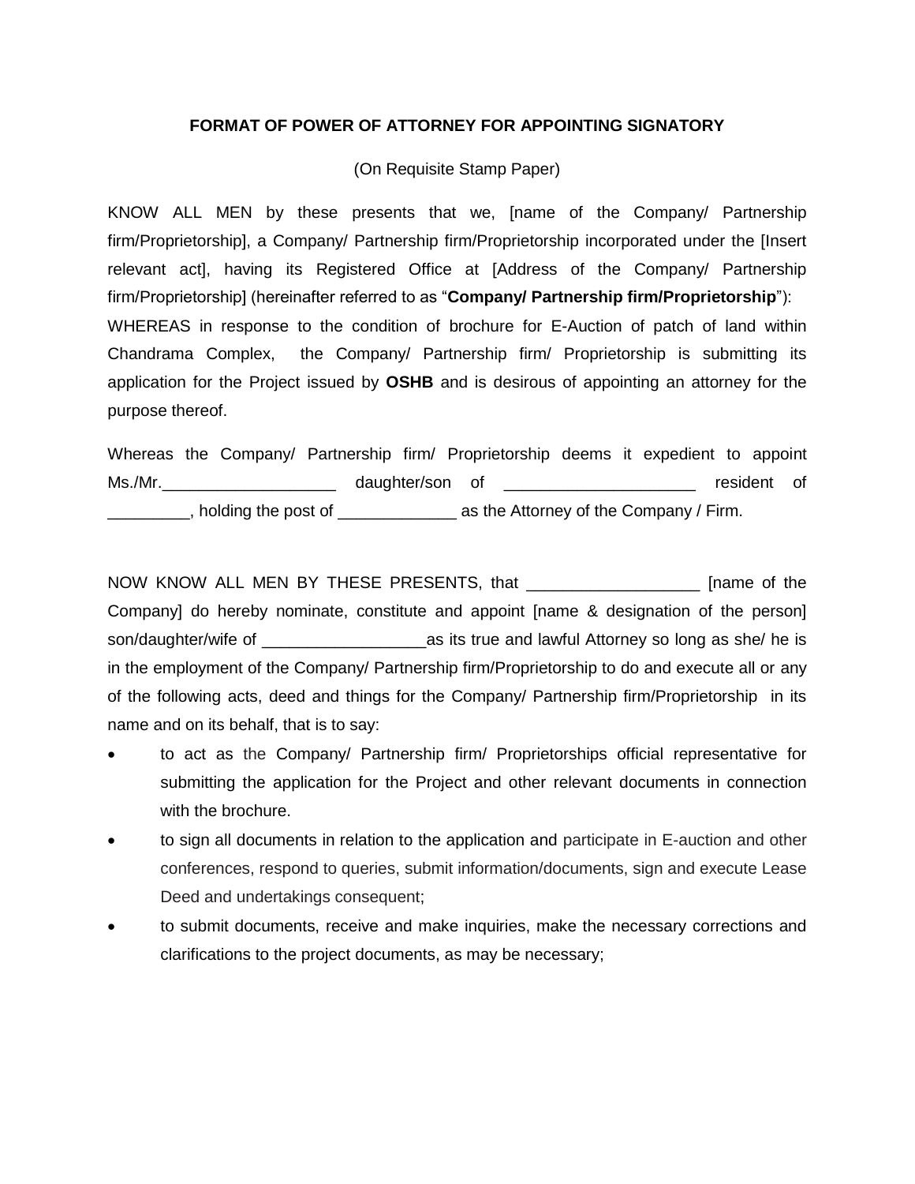### FORMAT OF POWER OF ATTORNEY FOR APPOINTING SIGNATORY

(On Requisite Stamp Paper)

KNOW ALL MEN by these presents that we, [name of the Company/ Partnership firm/Proprietorship], a Company/ Partnership firm/Proprietorship incorporated under the [Insert relevant act], having its Registered Office at [Address of the Company/ Partnership firm/Proprietorship] (hereinafter referred to as "**Company/ Partnership firm/Proprietorship**"):

WHEREAS in response to the condition of brochure for E-Auction of patch of land within Chandrama Complex, the Company/ Partnership firm/ Proprietorship is submitting its application for the Project issued by **OSHB** and is desirous of appointing an attorney for the purpose thereof.

Whereas the Company/ Partnership firm/ Proprietorship deems it expedient to appoint Ms./Mr.___________________ daughter/son of ____________________ resident of _________, holding the post of _____________ as the Attorney of the Company / Firm.

NOW KNOW ALL MEN BY THESE PRESENTS, that __________________ [name of the Company] do hereby nominate, constitute and appoint [name & designation of the person] son/daughter/wife of _________________as its true and lawful Attorney so long as she/ he is in the employment of the Company/ Partnership firm/Proprietorship to do and execute all or any of the following acts, deed and things for the Company/ Partnership firm/Proprietorship in its name and on its behalf, that is to say:

- to act as the Company/ Partnership firm/ Proprietorships official representative for submitting the application for the Project and other relevant documents in connection with the brochure.
- to sign all documents in relation to the application and participate in E-auction and other conferences, respond to queries, submit information/documents, sign and execute Lease Deed and undertakings consequent;
- to submit documents, receive and make inquiries, make the necessary corrections and clarifications to the project documents, as may be necessary;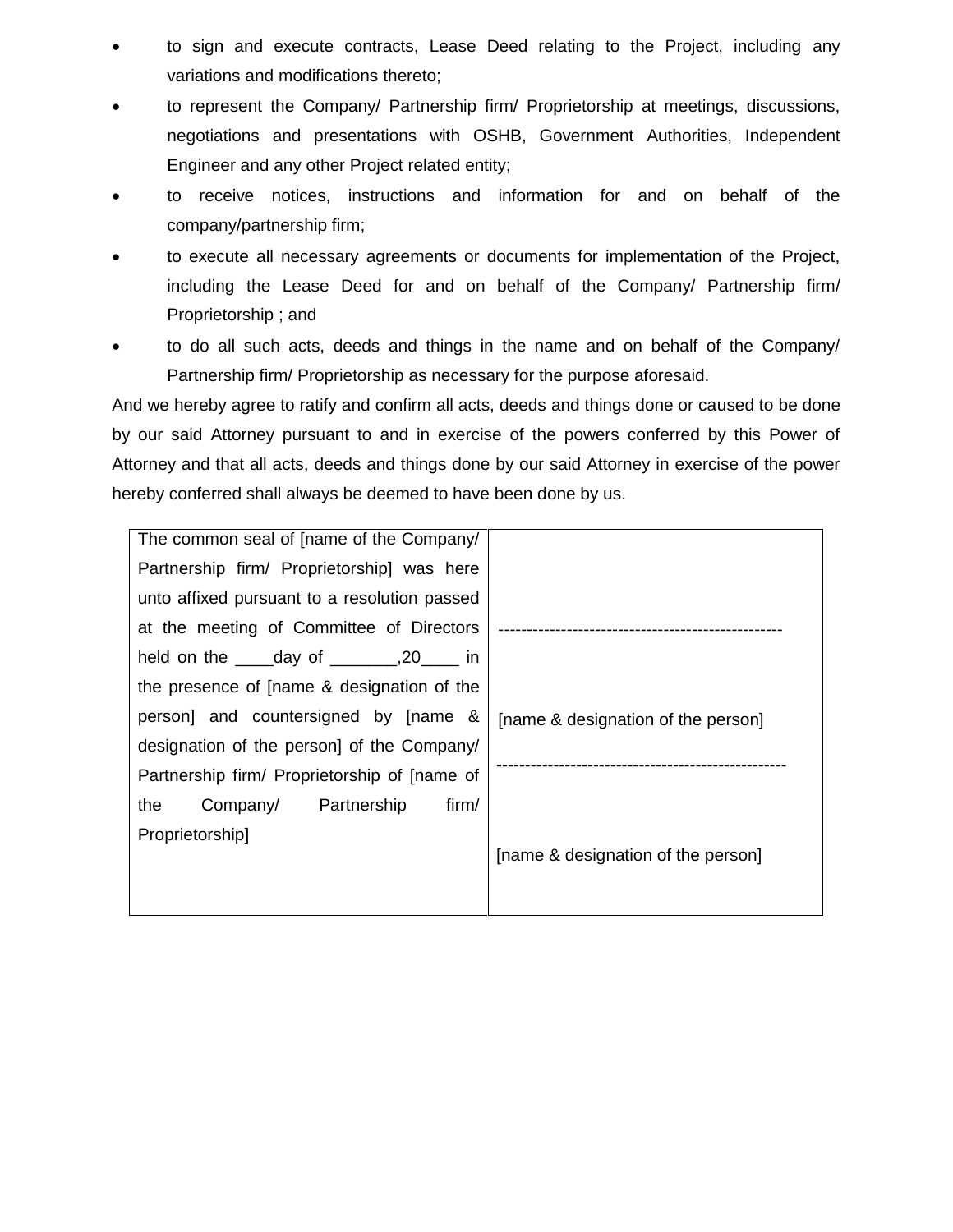- to sign and execute contracts, Lease Deed relating to the Project, including any variations and modifications thereto;
- to represent the Company/ Partnership firm/ Proprietorship at meetings, discussions, negotiations and presentations with OSHB, Government Authorities, Independent Engineer and any other Project related entity;
- to receive notices, instructions and information for and on behalf of the company/partnership firm;
- to execute all necessary agreements or documents for implementation of the Project, including the Lease Deed for and on behalf of the Company/ Partnership firm/ Proprietorship ; and
- to do all such acts, deeds and things in the name and on behalf of the Company/ Partnership firm/ Proprietorship as necessary for the purpose aforesaid.

And we hereby agree to ratify and confirm all acts, deeds and things done or caused to be done by our said Attorney pursuant to and in exercise of the powers conferred by this Power of Attorney and that all acts, deeds and things done by our said Attorney in exercise of the power hereby conferred shall always be deemed to have been done by us.

| | |
|---|---|
| The common seal of [name of the Company/ Partnership firm/ Proprietorship] was here unto affixed pursuant to a resolution passed at the meeting of Committee of Directors held on the ____day of _______,20____ in the presence of [name & designation of the person] and countersigned by [name & designation of the person] of the Company/ Partnership firm/ Proprietorship of [name of the Company/ Partnership firm/ Proprietorship] | -------------------------------------------------- <br><br> [name & designation of the person] <br><br> -------------------------------------------------- <br><br> [name & designation of the person] |